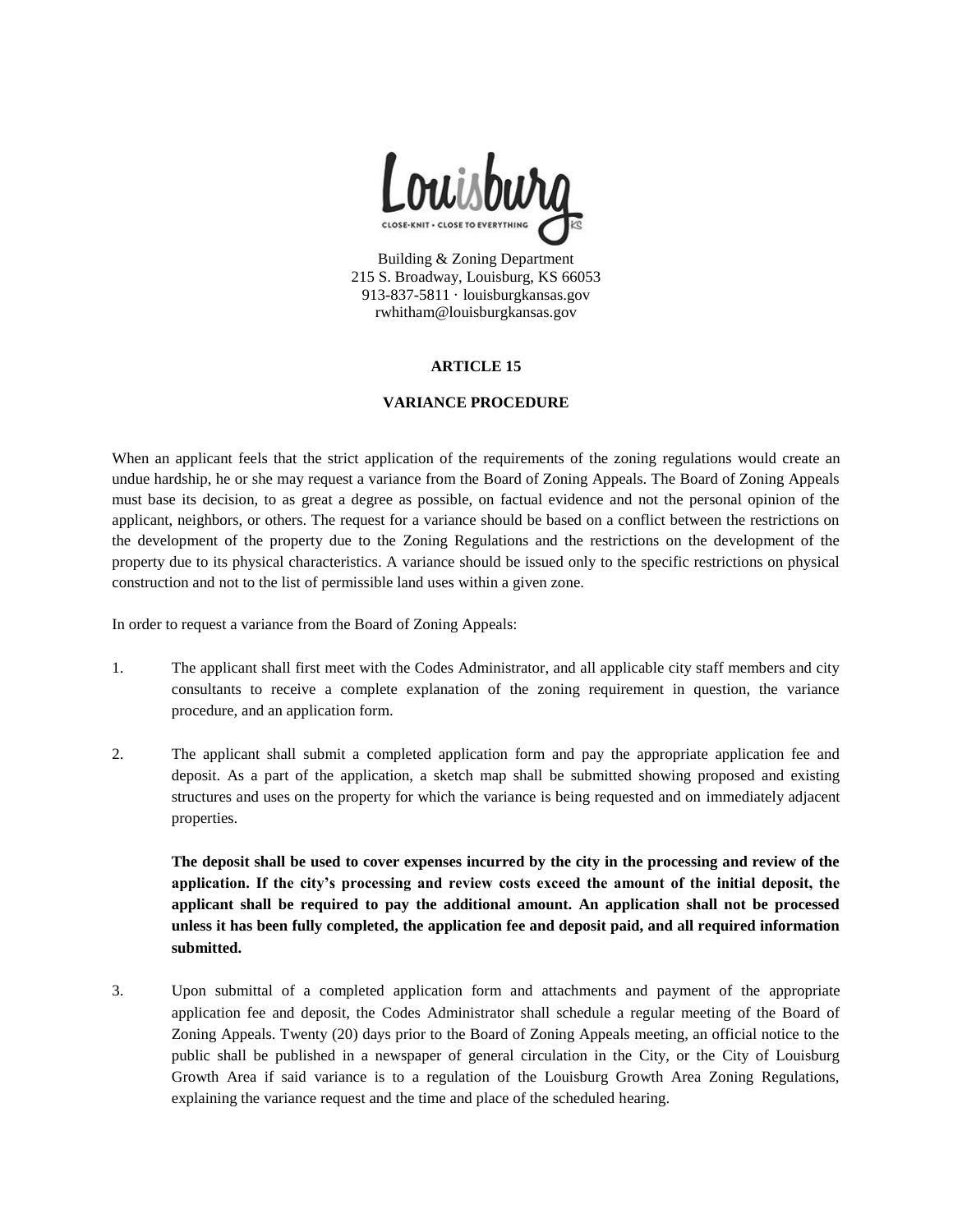Louisburg

CLOSE-KNIT • CLOSE TO EVERYTHING KS

Building & Zoning Department
215 S. Broadway, Louisburg, KS 66053
913-837-5811 · louisburgkansas.gov
rwhitham@louisburgkansas.gov

# ARTICLE 15

## VARIANCE PROCEDURE

When an applicant feels that the strict application of the requirements of the zoning regulations would create an undue hardship, he or she may request a variance from the Board of Zoning Appeals. The Board of Zoning Appeals must base its decision, to as great a degree as possible, on factual evidence and not the personal opinion of the applicant, neighbors, or others. The request for a variance should be based on a conflict between the restrictions on the development of the property due to the Zoning Regulations and the restrictions on the development of the property due to its physical characteristics. A variance should be issued only to the specific restrictions on physical construction and not to the list of permissible land uses within a given zone.

In order to request a variance from the Board of Zoning Appeals:

1. The applicant shall first meet with the Codes Administrator, and all applicable city staff members and city consultants to receive a complete explanation of the zoning requirement in question, the variance procedure, and an application form.

2. The applicant shall submit a completed application form and pay the appropriate application fee and deposit. As a part of the application, a sketch map shall be submitted showing proposed and existing structures and uses on the property for which the variance is being requested and on immediately adjacent properties.

   **The deposit shall be used to cover expenses incurred by the city in the processing and review of the application. If the city's processing and review costs exceed the amount of the initial deposit, the applicant shall be required to pay the additional amount. An application shall not be processed unless it has been fully completed, the application fee and deposit paid, and all required information submitted.**

3. Upon submittal of a completed application form and attachments and payment of the appropriate application fee and deposit, the Codes Administrator shall schedule a regular meeting of the Board of Zoning Appeals. Twenty (20) days prior to the Board of Zoning Appeals meeting, an official notice to the public shall be published in a newspaper of general circulation in the City, or the City of Louisburg Growth Area if said variance is to a regulation of the Louisburg Growth Area Zoning Regulations, explaining the variance request and the time and place of the scheduled hearing.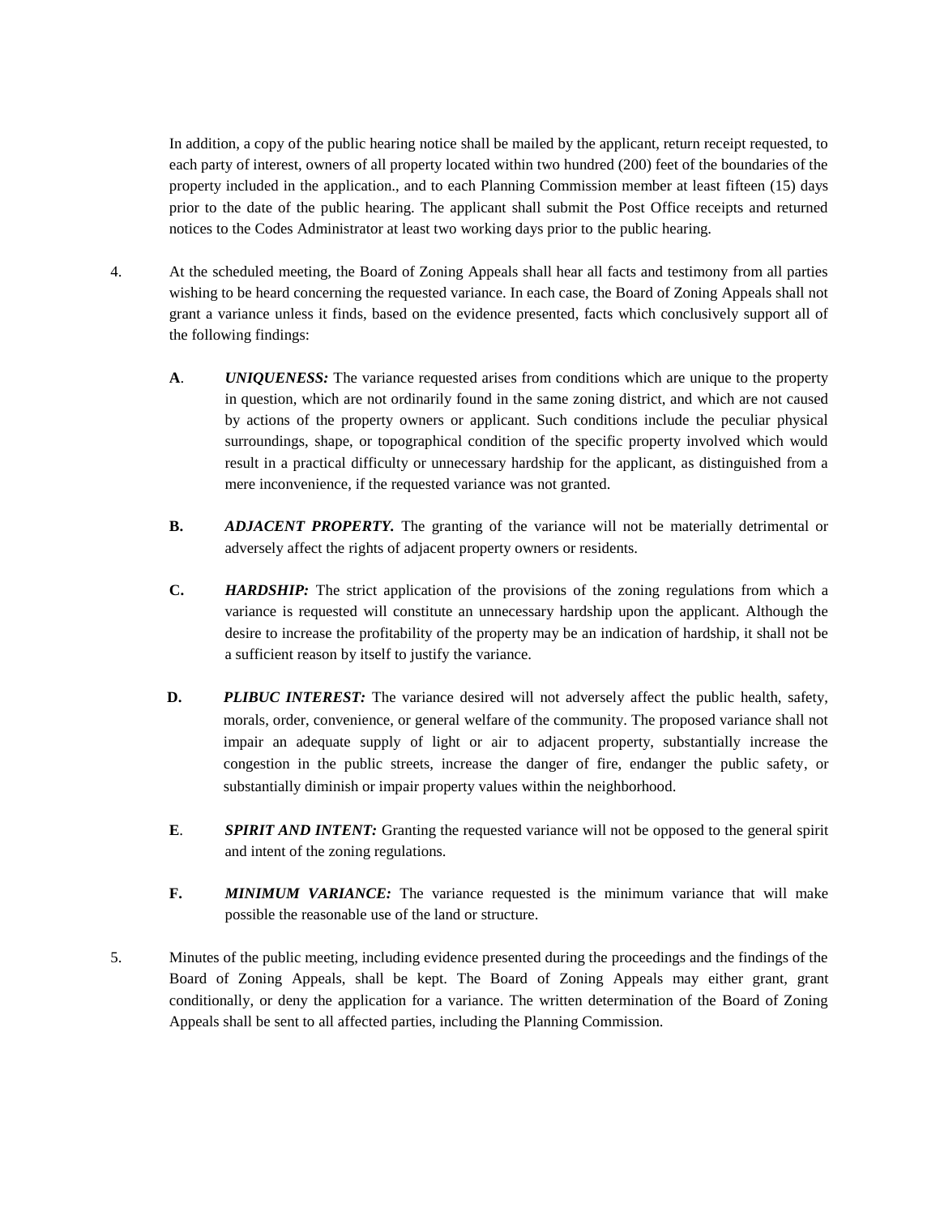In addition, a copy of the public hearing notice shall be mailed by the applicant, return receipt requested, to each party of interest, owners of all property located within two hundred (200) feet of the boundaries of the property included in the application., and to each Planning Commission member at least fifteen (15) days prior to the date of the public hearing. The applicant shall submit the Post Office receipts and returned notices to the Codes Administrator at least two working days prior to the public hearing.

4. At the scheduled meeting, the Board of Zoning Appeals shall hear all facts and testimony from all parties wishing to be heard concerning the requested variance. In each case, the Board of Zoning Appeals shall not grant a variance unless it finds, based on the evidence presented, facts which conclusively support all of the following findings:

   **A**. ***UNIQUENESS:*** The variance requested arises from conditions which are unique to the property in question, which are not ordinarily found in the same zoning district, and which are not caused by actions of the property owners or applicant. Such conditions include the peculiar physical surroundings, shape, or topographical condition of the specific property involved which would result in a practical difficulty or unnecessary hardship for the applicant, as distinguished from a mere inconvenience, if the requested variance was not granted.

   **B.** ***ADJACENT PROPERTY.*** The granting of the variance will not be materially detrimental or adversely affect the rights of adjacent property owners or residents.

   **C.** ***HARDSHIP:*** The strict application of the provisions of the zoning regulations from which a variance is requested will constitute an unnecessary hardship upon the applicant. Although the desire to increase the profitability of the property may be an indication of hardship, it shall not be a sufficient reason by itself to justify the variance.

   **D.** ***PLIBUC INTEREST:*** The variance desired will not adversely affect the public health, safety, morals, order, convenience, or general welfare of the community. The proposed variance shall not impair an adequate supply of light or air to adjacent property, substantially increase the congestion in the public streets, increase the danger of fire, endanger the public safety, or substantially diminish or impair property values within the neighborhood.

   **E**. ***SPIRIT AND INTENT:*** Granting the requested variance will not be opposed to the general spirit and intent of the zoning regulations.

   **F.** ***MINIMUM VARIANCE:*** The variance requested is the minimum variance that will make possible the reasonable use of the land or structure.

5. Minutes of the public meeting, including evidence presented during the proceedings and the findings of the Board of Zoning Appeals, shall be kept. The Board of Zoning Appeals may either grant, grant conditionally, or deny the application for a variance. The written determination of the Board of Zoning Appeals shall be sent to all affected parties, including the Planning Commission.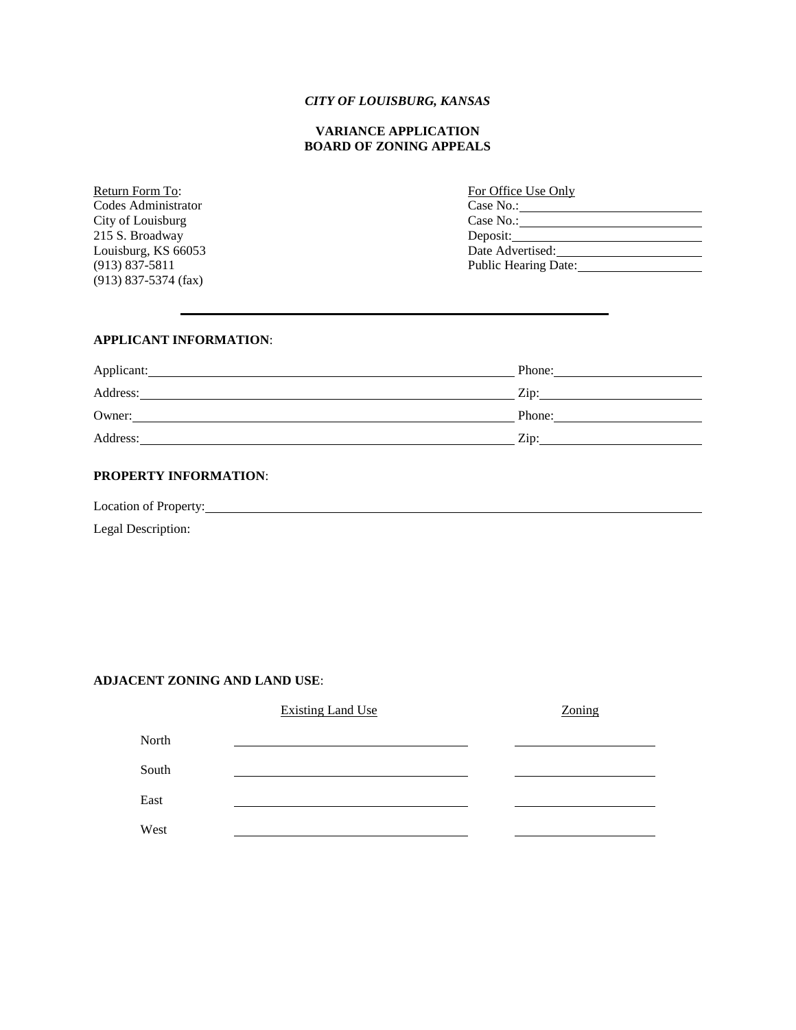*CITY OF LOUISBURG, KANSAS*

**VARIANCE APPLICATION**
**BOARD OF ZONING APPEALS**

Return Form To:
Codes Administrator
City of Louisburg
215 S. Broadway
Louisburg, KS 66053
(913) 837-5811
(913) 837-5374 (fax)

For Office Use Only
Case No.: ____________________
Case No.: ____________________
Deposit: ____________________
Date Advertised: ____________________
Public Hearing Date: ____________________

---

**APPLICANT INFORMATION**:

Applicant: ________________________________________ Phone: ____________________

Address: ________________________________________ Zip: ____________________

Owner: ________________________________________ Phone: ____________________

Address: ________________________________________ Zip: ____________________

**PROPERTY INFORMATION**:

Location of Property: ________________________________________________________________

Legal Description:

**ADJACENT ZONING AND LAND USE**:

| | Existing Land Use | Zoning |
|---|---|---|
| North | | |
| South | | |
| East | | |
| West | | |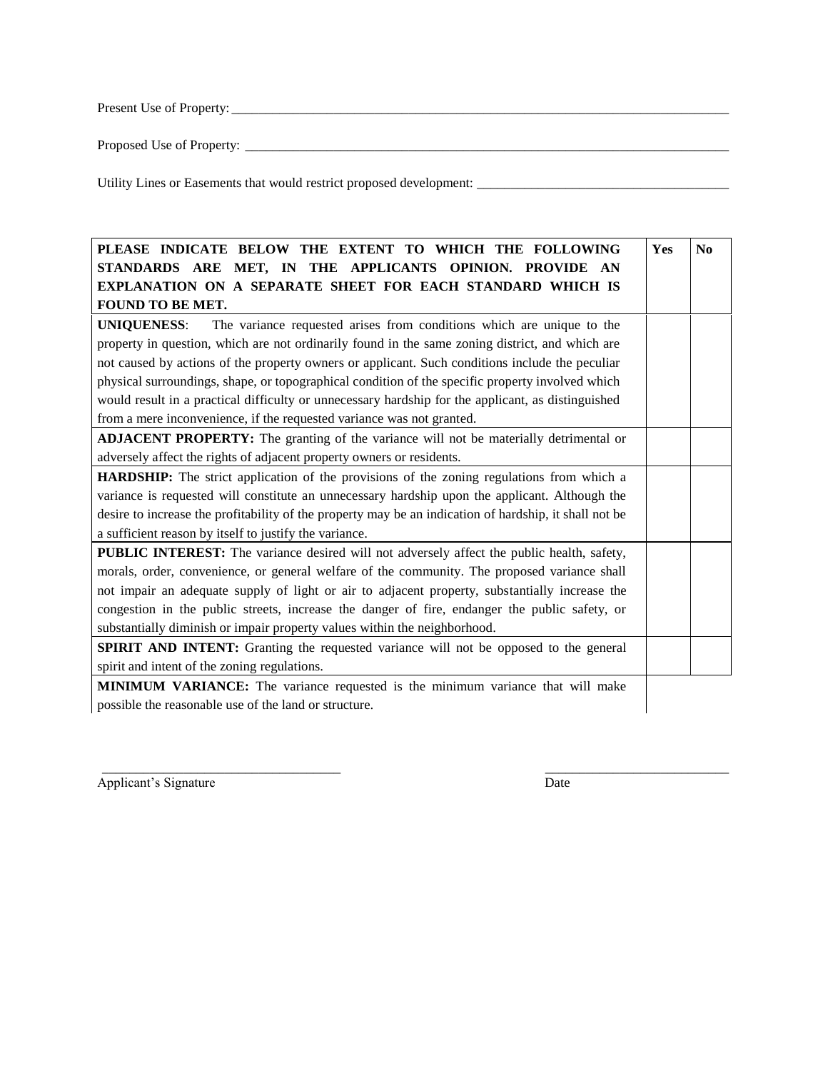Present Use of Property: ___________________________________________________________________________

Proposed Use of Property: __________________________________________________________________________

Utility Lines or Easements that would restrict proposed development: _____________________________________

| **PLEASE INDICATE BELOW THE EXTENT TO WHICH THE FOLLOWING STANDARDS ARE MET, IN THE APPLICANTS OPINION. PROVIDE AN EXPLANATION ON A SEPARATE SHEET FOR EACH STANDARD WHICH IS FOUND TO BE MET.** | **Yes** | **No** |
|---|---|---|
| **UNIQUENESS**: The variance requested arises from conditions which are unique to the property in question, which are not ordinarily found in the same zoning district, and which are not caused by actions of the property owners or applicant. Such conditions include the peculiar physical surroundings, shape, or topographical condition of the specific property involved which would result in a practical difficulty or unnecessary hardship for the applicant, as distinguished from a mere inconvenience, if the requested variance was not granted. | | |
| **ADJACENT PROPERTY:** The granting of the variance will not be materially detrimental or adversely affect the rights of adjacent property owners or residents. | | |
| **HARDSHIP:** The strict application of the provisions of the zoning regulations from which a variance is requested will constitute an unnecessary hardship upon the applicant. Although the desire to increase the profitability of the property may be an indication of hardship, it shall not be a sufficient reason by itself to justify the variance. | | |
| **PUBLIC INTEREST:** The variance desired will not adversely affect the public health, safety, morals, order, convenience, or general welfare of the community. The proposed variance shall not impair an adequate supply of light or air to adjacent property, substantially increase the congestion in the public streets, increase the danger of fire, endanger the public safety, or substantially diminish or impair property values within the neighborhood. | | |
| **SPIRIT AND INTENT:** Granting the requested variance will not be opposed to the general spirit and intent of the zoning regulations. | | |
| **MINIMUM VARIANCE:** The variance requested is the minimum variance that will make possible the reasonable use of the land or structure. | | |

___________________________________ &nbsp;&nbsp;&nbsp;&nbsp;&nbsp;&nbsp;&nbsp;&nbsp;&nbsp;&nbsp; ___________________________

Applicant's Signature &nbsp;&nbsp;&nbsp;&nbsp;&nbsp;&nbsp;&nbsp;&nbsp;&nbsp;&nbsp;&nbsp;&nbsp;&nbsp;&nbsp;&nbsp;&nbsp;&nbsp;&nbsp;&nbsp;&nbsp;&nbsp;&nbsp;&nbsp;&nbsp;&nbsp;&nbsp;&nbsp;&nbsp;&nbsp;&nbsp; Date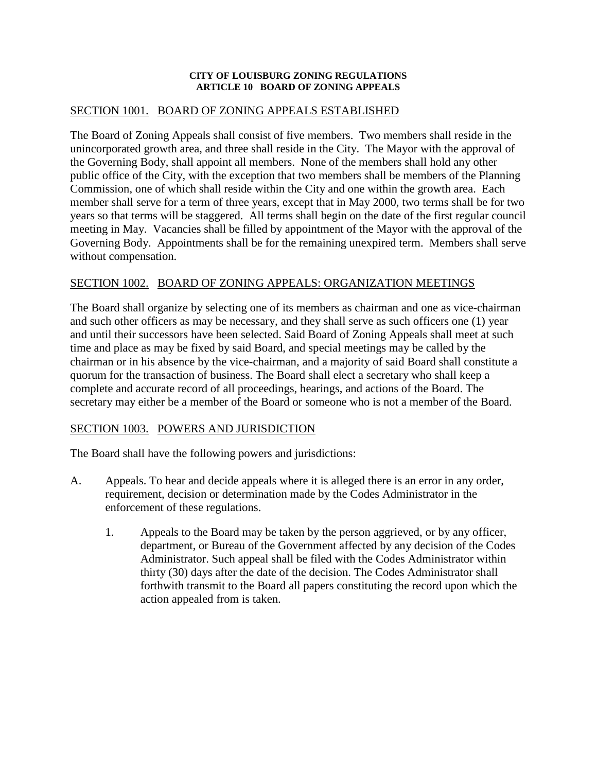**CITY OF LOUISBURG ZONING REGULATIONS**
**ARTICLE 10 BOARD OF ZONING APPEALS**

## SECTION 1001. BOARD OF ZONING APPEALS ESTABLISHED

The Board of Zoning Appeals shall consist of five members. Two members shall reside in the unincorporated growth area, and three shall reside in the City. The Mayor with the approval of the Governing Body, shall appoint all members. None of the members shall hold any other public office of the City, with the exception that two members shall be members of the Planning Commission, one of which shall reside within the City and one within the growth area. Each member shall serve for a term of three years, except that in May 2000, two terms shall be for two years so that terms will be staggered. All terms shall begin on the date of the first regular council meeting in May. Vacancies shall be filled by appointment of the Mayor with the approval of the Governing Body. Appointments shall be for the remaining unexpired term. Members shall serve without compensation.

## SECTION 1002. BOARD OF ZONING APPEALS: ORGANIZATION MEETINGS

The Board shall organize by selecting one of its members as chairman and one as vice-chairman and such other officers as may be necessary, and they shall serve as such officers one (1) year and until their successors have been selected. Said Board of Zoning Appeals shall meet at such time and place as may be fixed by said Board, and special meetings may be called by the chairman or in his absence by the vice-chairman, and a majority of said Board shall constitute a quorum for the transaction of business. The Board shall elect a secretary who shall keep a complete and accurate record of all proceedings, hearings, and actions of the Board. The secretary may either be a member of the Board or someone who is not a member of the Board.

## SECTION 1003. POWERS AND JURISDICTION

The Board shall have the following powers and jurisdictions:

A. Appeals. To hear and decide appeals where it is alleged there is an error in any order, requirement, decision or determination made by the Codes Administrator in the enforcement of these regulations.

   1. Appeals to the Board may be taken by the person aggrieved, or by any officer, department, or Bureau of the Government affected by any decision of the Codes Administrator. Such appeal shall be filed with the Codes Administrator within thirty (30) days after the date of the decision. The Codes Administrator shall forthwith transmit to the Board all papers constituting the record upon which the action appealed from is taken.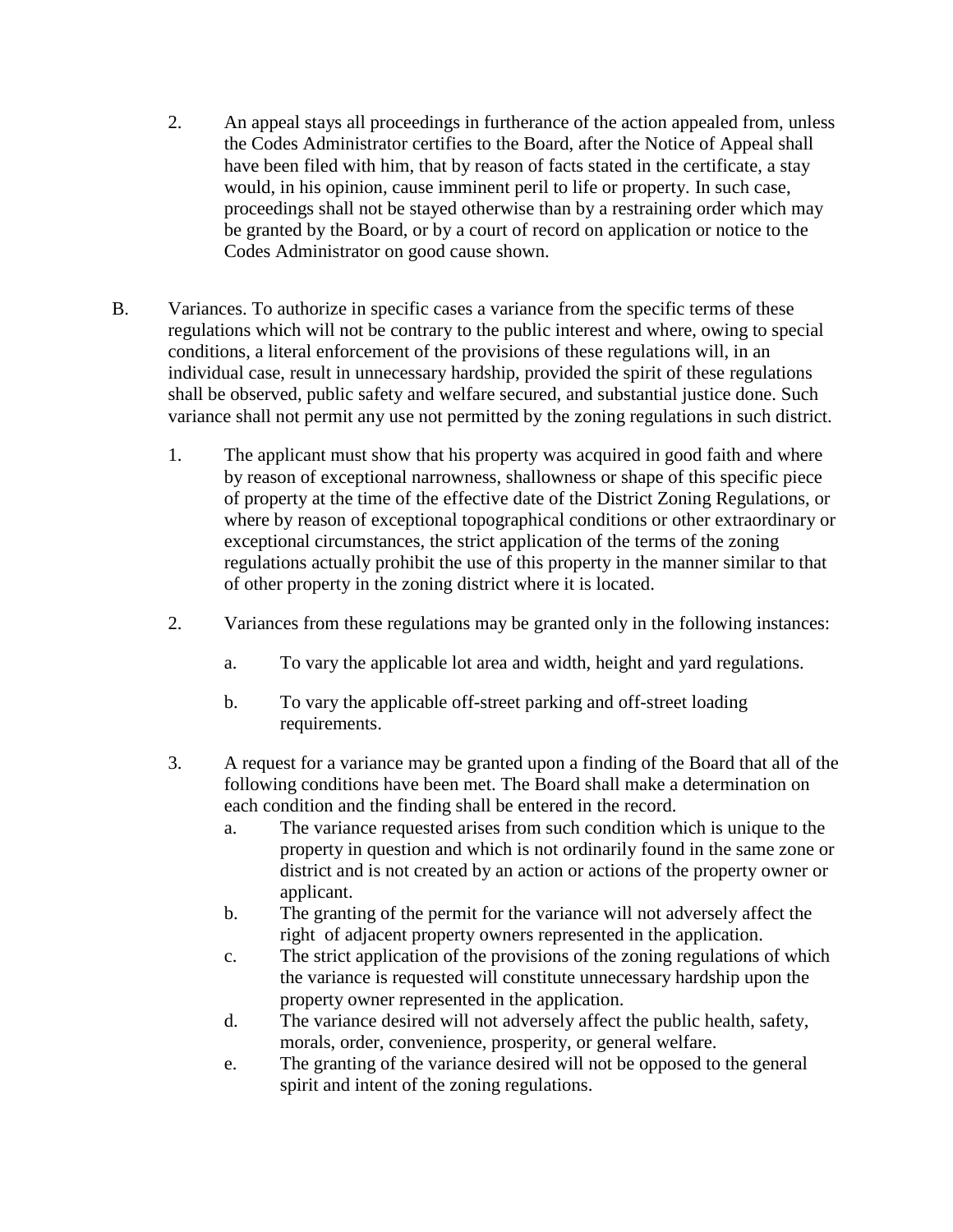2. An appeal stays all proceedings in furtherance of the action appealed from, unless the Codes Administrator certifies to the Board, after the Notice of Appeal shall have been filed with him, that by reason of facts stated in the certificate, a stay would, in his opinion, cause imminent peril to life or property. In such case, proceedings shall not be stayed otherwise than by a restraining order which may be granted by the Board, or by a court of record on application or notice to the Codes Administrator on good cause shown.

B. Variances. To authorize in specific cases a variance from the specific terms of these regulations which will not be contrary to the public interest and where, owing to special conditions, a literal enforcement of the provisions of these regulations will, in an individual case, result in unnecessary hardship, provided the spirit of these regulations shall be observed, public safety and welfare secured, and substantial justice done. Such variance shall not permit any use not permitted by the zoning regulations in such district.

   1. The applicant must show that his property was acquired in good faith and where by reason of exceptional narrowness, shallowness or shape of this specific piece of property at the time of the effective date of the District Zoning Regulations, or where by reason of exceptional topographical conditions or other extraordinary or exceptional circumstances, the strict application of the terms of the zoning regulations actually prohibit the use of this property in the manner similar to that of other property in the zoning district where it is located.

   2. Variances from these regulations may be granted only in the following instances:

      a. To vary the applicable lot area and width, height and yard regulations.

      b. To vary the applicable off-street parking and off-street loading requirements.

   3. A request for a variance may be granted upon a finding of the Board that all of the following conditions have been met. The Board shall make a determination on each condition and the finding shall be entered in the record.

      a. The variance requested arises from such condition which is unique to the property in question and which is not ordinarily found in the same zone or district and is not created by an action or actions of the property owner or applicant.

      b. The granting of the permit for the variance will not adversely affect the right of adjacent property owners represented in the application.

      c. The strict application of the provisions of the zoning regulations of which the variance is requested will constitute unnecessary hardship upon the property owner represented in the application.

      d. The variance desired will not adversely affect the public health, safety, morals, order, convenience, prosperity, or general welfare.

      e. The granting of the variance desired will not be opposed to the general spirit and intent of the zoning regulations.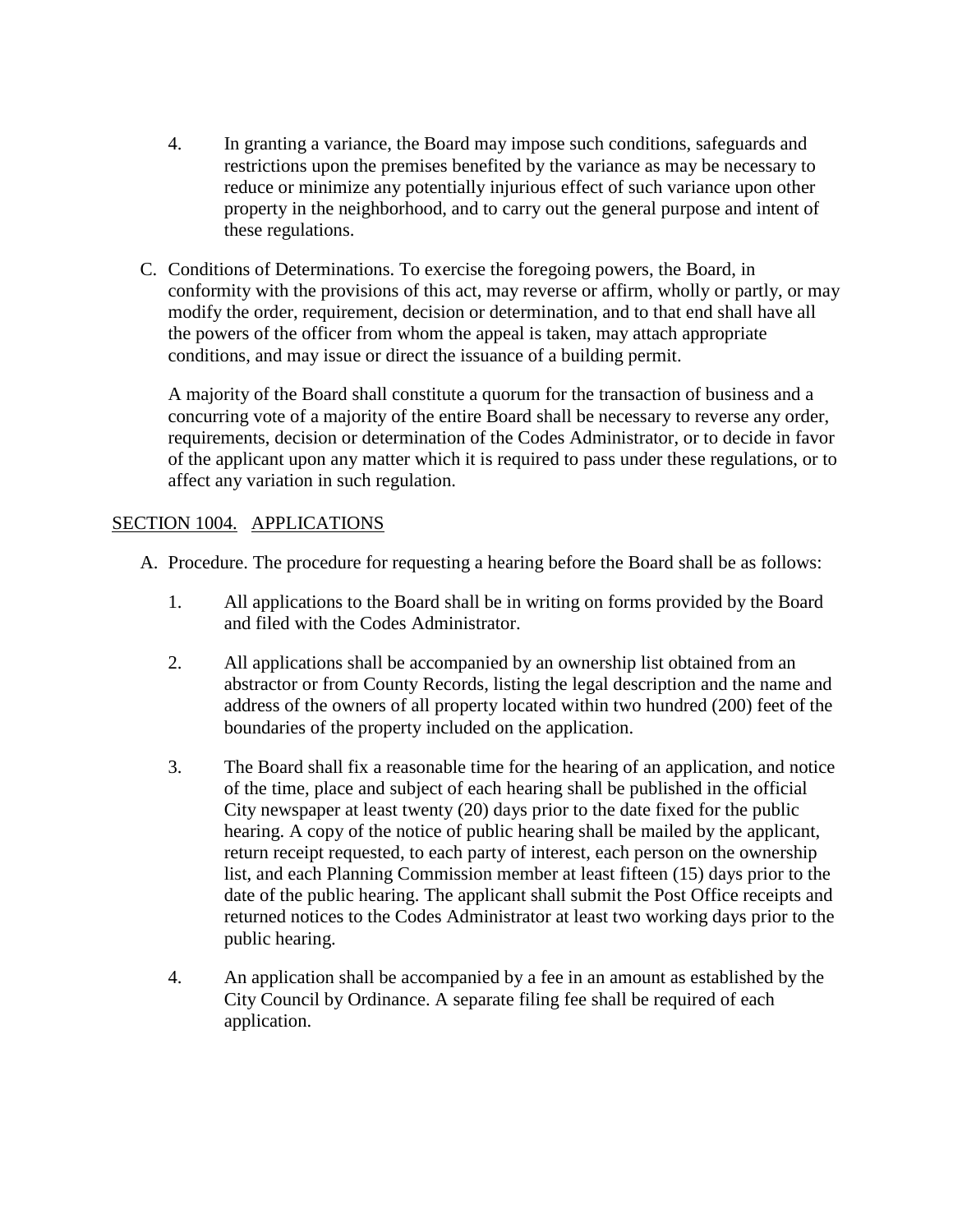4. In granting a variance, the Board may impose such conditions, safeguards and restrictions upon the premises benefited by the variance as may be necessary to reduce or minimize any potentially injurious effect of such variance upon other property in the neighborhood, and to carry out the general purpose and intent of these regulations.

C. Conditions of Determinations. To exercise the foregoing powers, the Board, in conformity with the provisions of this act, may reverse or affirm, wholly or partly, or may modify the order, requirement, decision or determination, and to that end shall have all the powers of the officer from whom the appeal is taken, may attach appropriate conditions, and may issue or direct the issuance of a building permit.

   A majority of the Board shall constitute a quorum for the transaction of business and a concurring vote of a majority of the entire Board shall be necessary to reverse any order, requirements, decision or determination of the Codes Administrator, or to decide in favor of the applicant upon any matter which it is required to pass under these regulations, or to affect any variation in such regulation.

## SECTION 1004. APPLICATIONS

A. Procedure. The procedure for requesting a hearing before the Board shall be as follows:

   1. All applications to the Board shall be in writing on forms provided by the Board and filed with the Codes Administrator.

   2. All applications shall be accompanied by an ownership list obtained from an abstractor or from County Records, listing the legal description and the name and address of the owners of all property located within two hundred (200) feet of the boundaries of the property included on the application.

   3. The Board shall fix a reasonable time for the hearing of an application, and notice of the time, place and subject of each hearing shall be published in the official City newspaper at least twenty (20) days prior to the date fixed for the public hearing. A copy of the notice of public hearing shall be mailed by the applicant, return receipt requested, to each party of interest, each person on the ownership list, and each Planning Commission member at least fifteen (15) days prior to the date of the public hearing. The applicant shall submit the Post Office receipts and returned notices to the Codes Administrator at least two working days prior to the public hearing.

   4. An application shall be accompanied by a fee in an amount as established by the City Council by Ordinance. A separate filing fee shall be required of each application.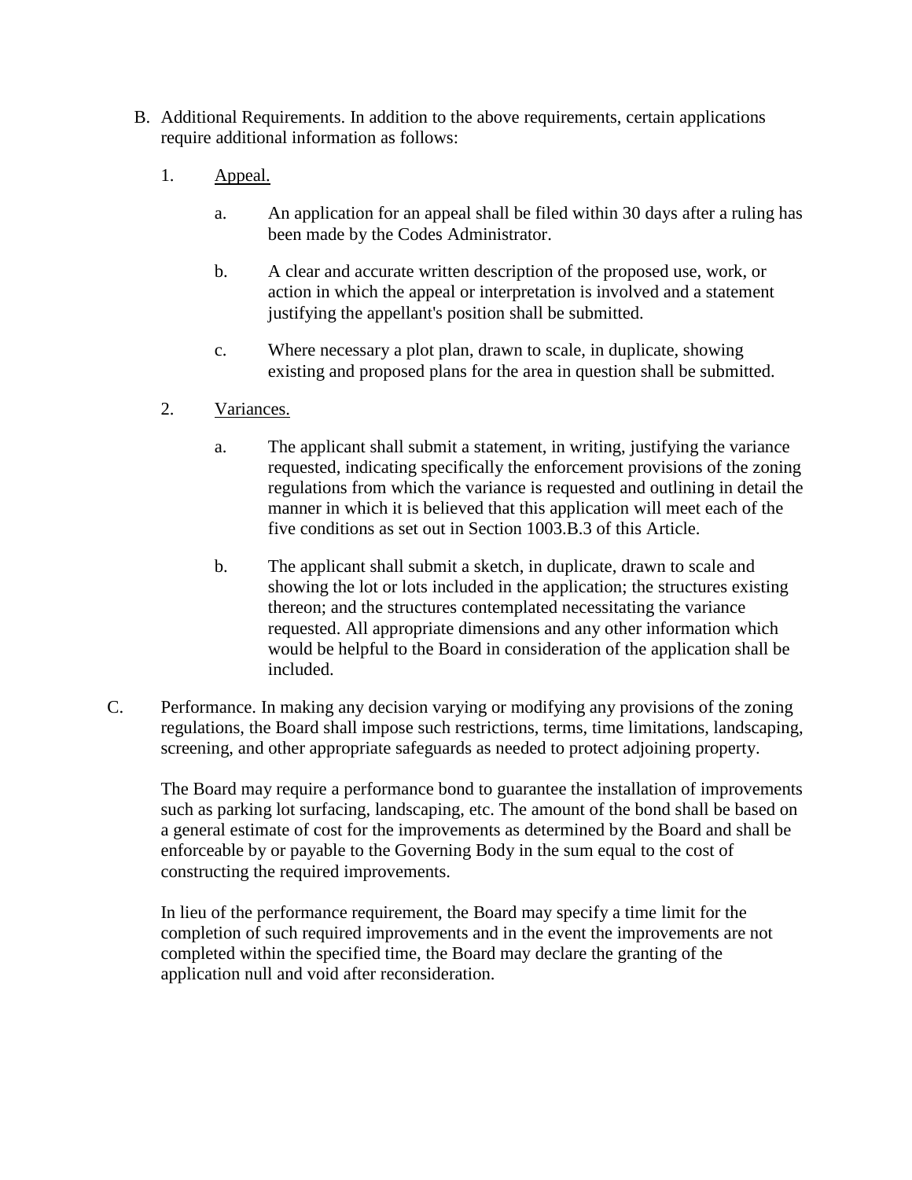B. Additional Requirements. In addition to the above requirements, certain applications require additional information as follows:

1. <u>Appeal.</u>

    a. An application for an appeal shall be filed within 30 days after a ruling has been made by the Codes Administrator.

    b. A clear and accurate written description of the proposed use, work, or action in which the appeal or interpretation is involved and a statement justifying the appellant's position shall be submitted.

    c. Where necessary a plot plan, drawn to scale, in duplicate, showing existing and proposed plans for the area in question shall be submitted.

2. <u>Variances.</u>

    a. The applicant shall submit a statement, in writing, justifying the variance requested, indicating specifically the enforcement provisions of the zoning regulations from which the variance is requested and outlining in detail the manner in which it is believed that this application will meet each of the five conditions as set out in Section 1003.B.3 of this Article.

    b. The applicant shall submit a sketch, in duplicate, drawn to scale and showing the lot or lots included in the application; the structures existing thereon; and the structures contemplated necessitating the variance requested. All appropriate dimensions and any other information which would be helpful to the Board in consideration of the application shall be included.

C. Performance. In making any decision varying or modifying any provisions of the zoning regulations, the Board shall impose such restrictions, terms, time limitations, landscaping, screening, and other appropriate safeguards as needed to protect adjoining property.

The Board may require a performance bond to guarantee the installation of improvements such as parking lot surfacing, landscaping, etc. The amount of the bond shall be based on a general estimate of cost for the improvements as determined by the Board and shall be enforceable by or payable to the Governing Body in the sum equal to the cost of constructing the required improvements.

In lieu of the performance requirement, the Board may specify a time limit for the completion of such required improvements and in the event the improvements are not completed within the specified time, the Board may declare the granting of the application null and void after reconsideration.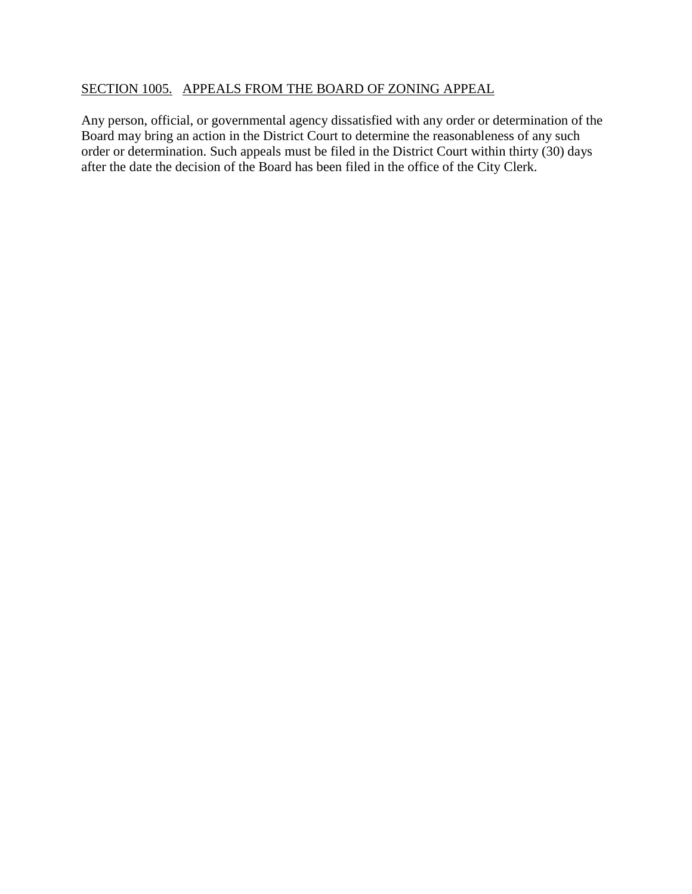## SECTION 1005. APPEALS FROM THE BOARD OF ZONING APPEAL

Any person, official, or governmental agency dissatisfied with any order or determination of the Board may bring an action in the District Court to determine the reasonableness of any such order or determination. Such appeals must be filed in the District Court within thirty (30) days after the date the decision of the Board has been filed in the office of the City Clerk.